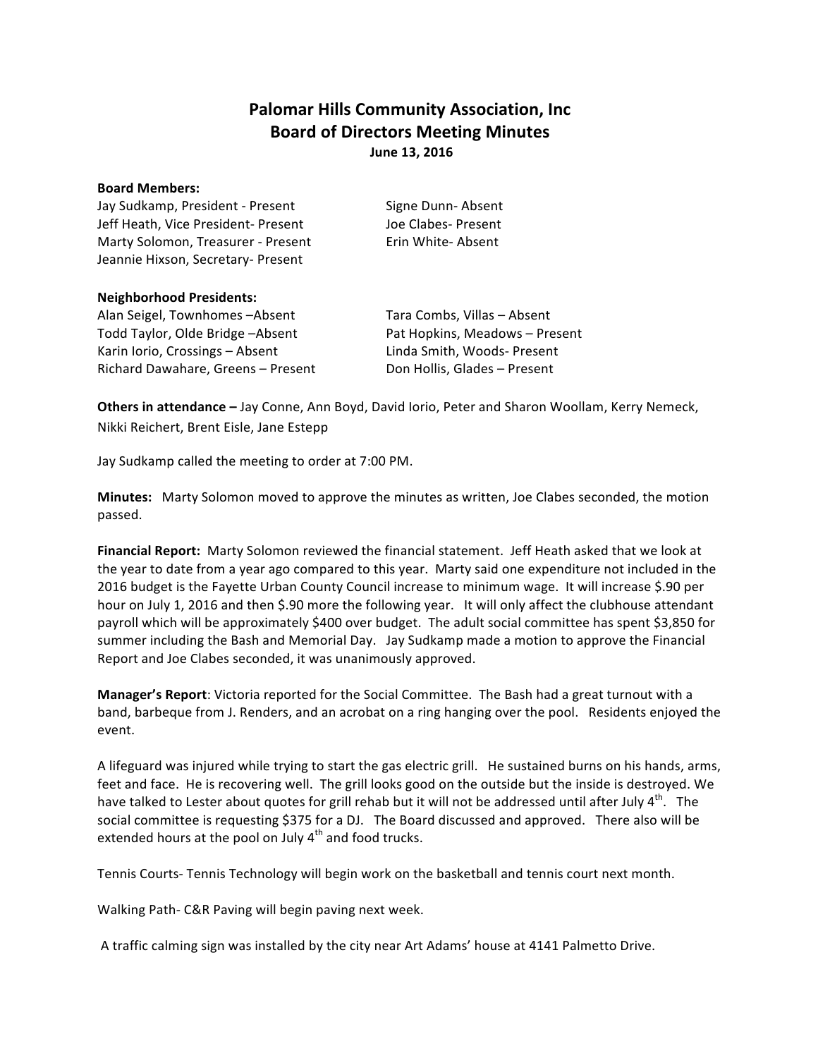# Palomar Hills Community Association, Inc
## Board of Directors Meeting Minutes
**June 13, 2016**

**Board Members:**

Jay Sudkamp, President - Present
Jeff Heath, Vice President- Present
Marty Solomon, Treasurer - Present
Jeannie Hixson, Secretary- Present
Signe Dunn- Absent
Joe Clabes- Present
Erin White- Absent

**Neighborhood Presidents:**

Alan Seigel, Townhomes –Absent
Todd Taylor, Olde Bridge –Absent
Karin Iorio, Crossings – Absent
Richard Dawahare, Greens – Present
Tara Combs, Villas – Absent
Pat Hopkins, Meadows – Present
Linda Smith, Woods- Present
Don Hollis, Glades – Present

**Others in attendance –** Jay Conne, Ann Boyd, David Iorio, Peter and Sharon Woollam, Kerry Nemeck, Nikki Reichert, Brent Eisle, Jane Estepp

Jay Sudkamp called the meeting to order at 7:00 PM.

**Minutes:** Marty Solomon moved to approve the minutes as written, Joe Clabes seconded, the motion passed.

**Financial Report:** Marty Solomon reviewed the financial statement. Jeff Heath asked that we look at the year to date from a year ago compared to this year. Marty said one expenditure not included in the 2016 budget is the Fayette Urban County Council increase to minimum wage. It will increase $.90 per hour on July 1, 2016 and then $.90 more the following year. It will only affect the clubhouse attendant payroll which will be approximately $400 over budget. The adult social committee has spent $3,850 for summer including the Bash and Memorial Day. Jay Sudkamp made a motion to approve the Financial Report and Joe Clabes seconded, it was unanimously approved.

**Manager's Report**: Victoria reported for the Social Committee. The Bash had a great turnout with a band, barbeque from J. Renders, and an acrobat on a ring hanging over the pool. Residents enjoyed the event.

A lifeguard was injured while trying to start the gas electric grill. He sustained burns on his hands, arms, feet and face. He is recovering well. The grill looks good on the outside but the inside is destroyed. We have talked to Lester about quotes for grill rehab but it will not be addressed until after July 4th. The social committee is requesting $375 for a DJ. The Board discussed and approved. There also will be extended hours at the pool on July 4th and food trucks.

Tennis Courts- Tennis Technology will begin work on the basketball and tennis court next month.

Walking Path- C&R Paving will begin paving next week.

A traffic calming sign was installed by the city near Art Adams' house at 4141 Palmetto Drive.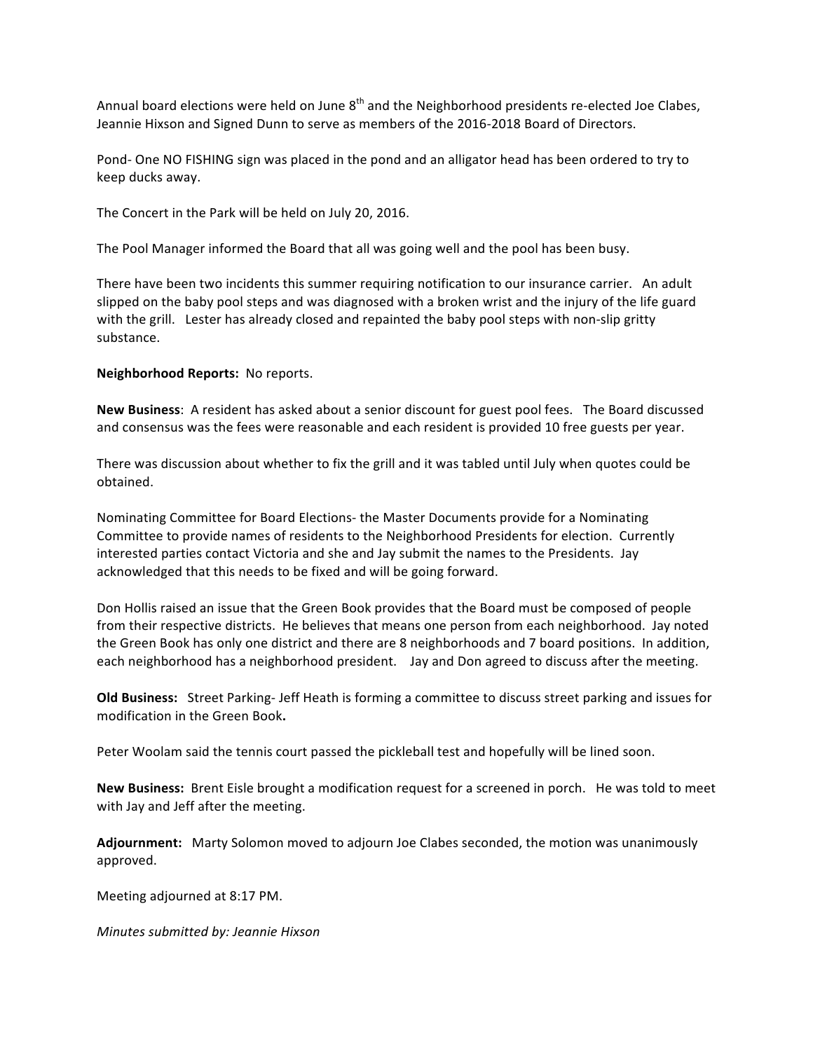Annual board elections were held on June 8th and the Neighborhood presidents re-elected Joe Clabes, Jeannie Hixson and Signed Dunn to serve as members of the 2016-2018 Board of Directors.

Pond- One NO FISHING sign was placed in the pond and an alligator head has been ordered to try to keep ducks away.

The Concert in the Park will be held on July 20, 2016.

The Pool Manager informed the Board that all was going well and the pool has been busy.

There have been two incidents this summer requiring notification to our insurance carrier. An adult slipped on the baby pool steps and was diagnosed with a broken wrist and the injury of the life guard with the grill. Lester has already closed and repainted the baby pool steps with non-slip gritty substance.

**Neighborhood Reports:** No reports.

**New Business**: A resident has asked about a senior discount for guest pool fees. The Board discussed and consensus was the fees were reasonable and each resident is provided 10 free guests per year.

There was discussion about whether to fix the grill and it was tabled until July when quotes could be obtained.

Nominating Committee for Board Elections- the Master Documents provide for a Nominating Committee to provide names of residents to the Neighborhood Presidents for election. Currently interested parties contact Victoria and she and Jay submit the names to the Presidents. Jay acknowledged that this needs to be fixed and will be going forward.

Don Hollis raised an issue that the Green Book provides that the Board must be composed of people from their respective districts. He believes that means one person from each neighborhood. Jay noted the Green Book has only one district and there are 8 neighborhoods and 7 board positions. In addition, each neighborhood has a neighborhood president. Jay and Don agreed to discuss after the meeting.

**Old Business:** Street Parking- Jeff Heath is forming a committee to discuss street parking and issues for modification in the Green Book**.**

Peter Woolam said the tennis court passed the pickleball test and hopefully will be lined soon.

**New Business:** Brent Eisle brought a modification request for a screened in porch. He was told to meet with Jay and Jeff after the meeting.

**Adjournment:** Marty Solomon moved to adjourn Joe Clabes seconded, the motion was unanimously approved.

Meeting adjourned at 8:17 PM.

*Minutes submitted by: Jeannie Hixson*